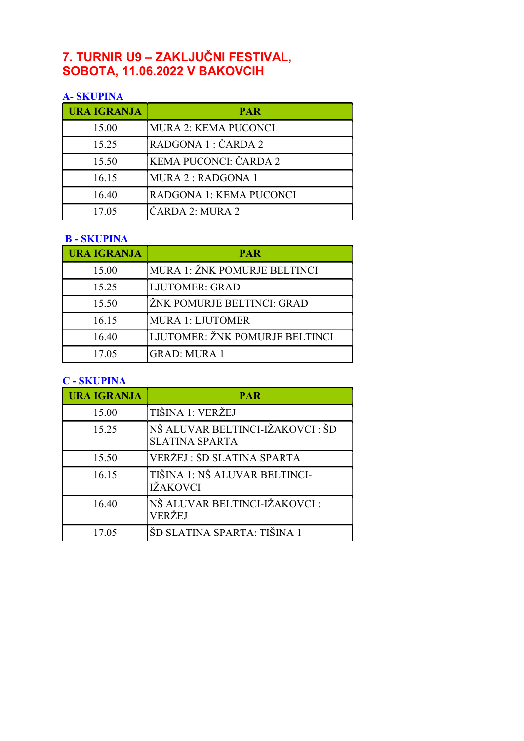# 7. TURNIR U9 – ZAKLJUČNI FESTIVAL, SOBOTA, 11.06.2022 V BAKOVCIH

### A- SKUPINA

| URA IGRANJA | PAR |
|---|---|
| 15.00 | MURA 2: KEMA PUCONCI |
| 15.25 | RADGONA 1 : ČARDA 2 |
| 15.50 | KEMA PUCONCI: ČARDA 2 |
| 16.15 | MURA 2 : RADGONA 1 |
| 16.40 | RADGONA 1: KEMA PUCONCI |
| 17.05 | ČARDA 2: MURA 2 |

### B - SKUPINA

| URA IGRANJA | PAR |
|---|---|
| 15.00 | MURA 1: ŽNK POMURJE BELTINCI |
| 15.25 | LJUTOMER: GRAD |
| 15.50 | ŽNK POMURJE BELTINCI: GRAD |
| 16.15 | MURA 1: LJUTOMER |
| 16.40 | LJUTOMER: ŽNK POMURJE BELTINCI |
| 17.05 | GRAD: MURA 1 |

### C - SKUPINA

| URA IGRANJA | PAR |
|---|---|
| 15.00 | TIŠINA 1: VERŽEJ |
| 15.25 | NŠ ALUVAR BELTINCI-IŽAKOVCI : ŠD SLATINA SPARTA |
| 15.50 | VERŽEJ : ŠD SLATINA SPARTA |
| 16.15 | TIŠINA 1: NŠ ALUVAR BELTINCI-IŽAKOVCI |
| 16.40 | NŠ ALUVAR BELTINCI-IŽAKOVCI : VERŽEJ |
| 17.05 | ŠD SLATINA SPARTA: TIŠINA 1 |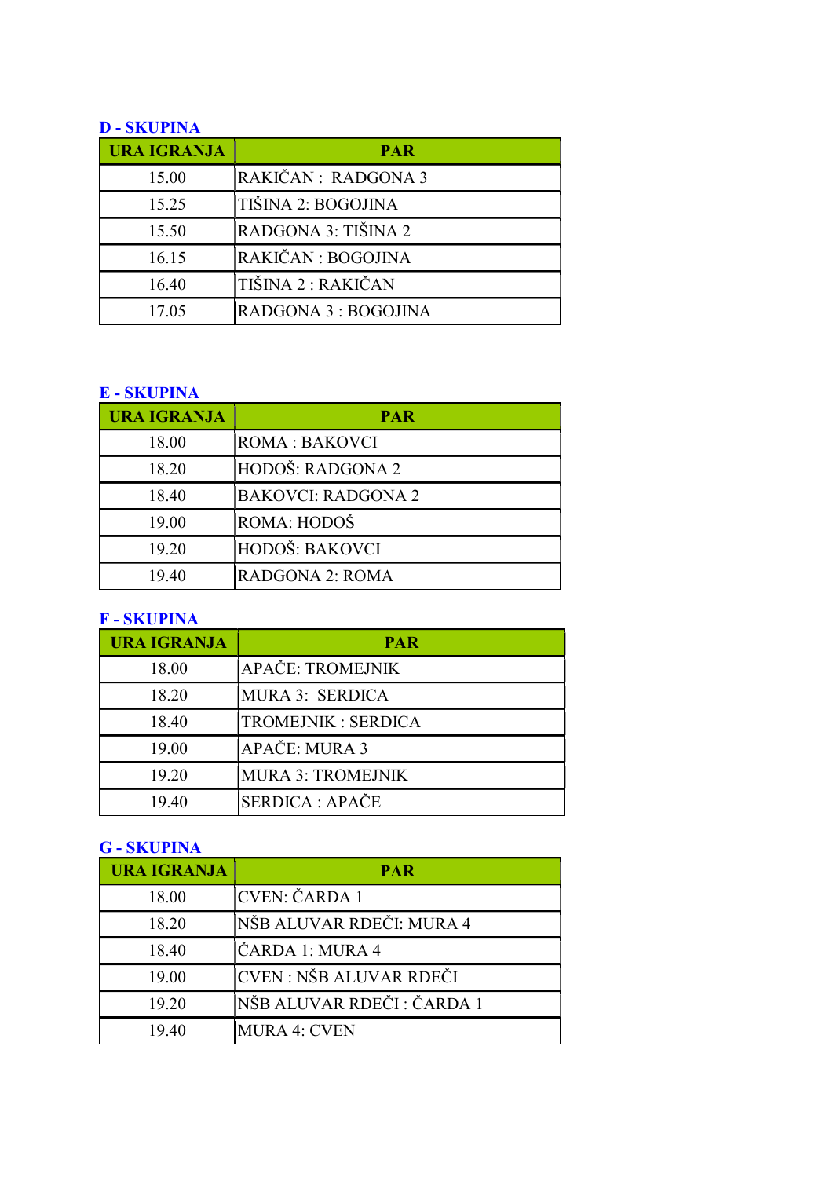## D - SKUPINA

| URA IGRANJA | PAR |
|---|---|
| 15.00 | RAKIČAN : RADGONA 3 |
| 15.25 | TIŠINA 2: BOGOJINA |
| 15.50 | RADGONA 3: TIŠINA 2 |
| 16.15 | RAKIČAN : BOGOJINA |
| 16.40 | TIŠINA 2 : RAKIČAN |
| 17.05 | RADGONA 3 : BOGOJINA |

## E - SKUPINA

| URA IGRANJA | PAR |
|---|---|
| 18.00 | ROMA : BAKOVCI |
| 18.20 | HODOŠ: RADGONA 2 |
| 18.40 | BAKOVCI: RADGONA 2 |
| 19.00 | ROMA: HODOŠ |
| 19.20 | HODOŠ: BAKOVCI |
| 19.40 | RADGONA 2: ROMA |

## F - SKUPINA

| URA IGRANJA | PAR |
|---|---|
| 18.00 | APAČE: TROMEJNIK |
| 18.20 | MURA 3: SERDICA |
| 18.40 | TROMEJNIK : SERDICA |
| 19.00 | APAČE: MURA 3 |
| 19.20 | MURA 3: TROMEJNIK |
| 19.40 | SERDICA : APAČE |

## G - SKUPINA

| URA IGRANJA | PAR |
|---|---|
| 18.00 | CVEN: ČARDA 1 |
| 18.20 | NŠB ALUVAR RDEČI: MURA 4 |
| 18.40 | ČARDA 1: MURA 4 |
| 19.00 | CVEN : NŠB ALUVAR RDEČI |
| 19.20 | NŠB ALUVAR RDEČI : ČARDA 1 |
| 19.40 | MURA 4: CVEN |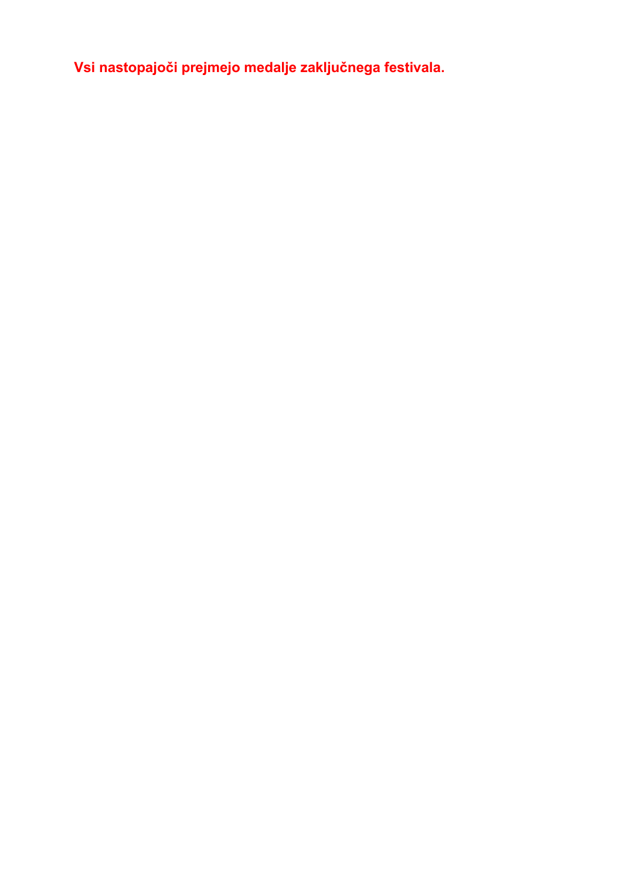**Vsi nastopajoči prejmejo medalje zaključnega festivala.**